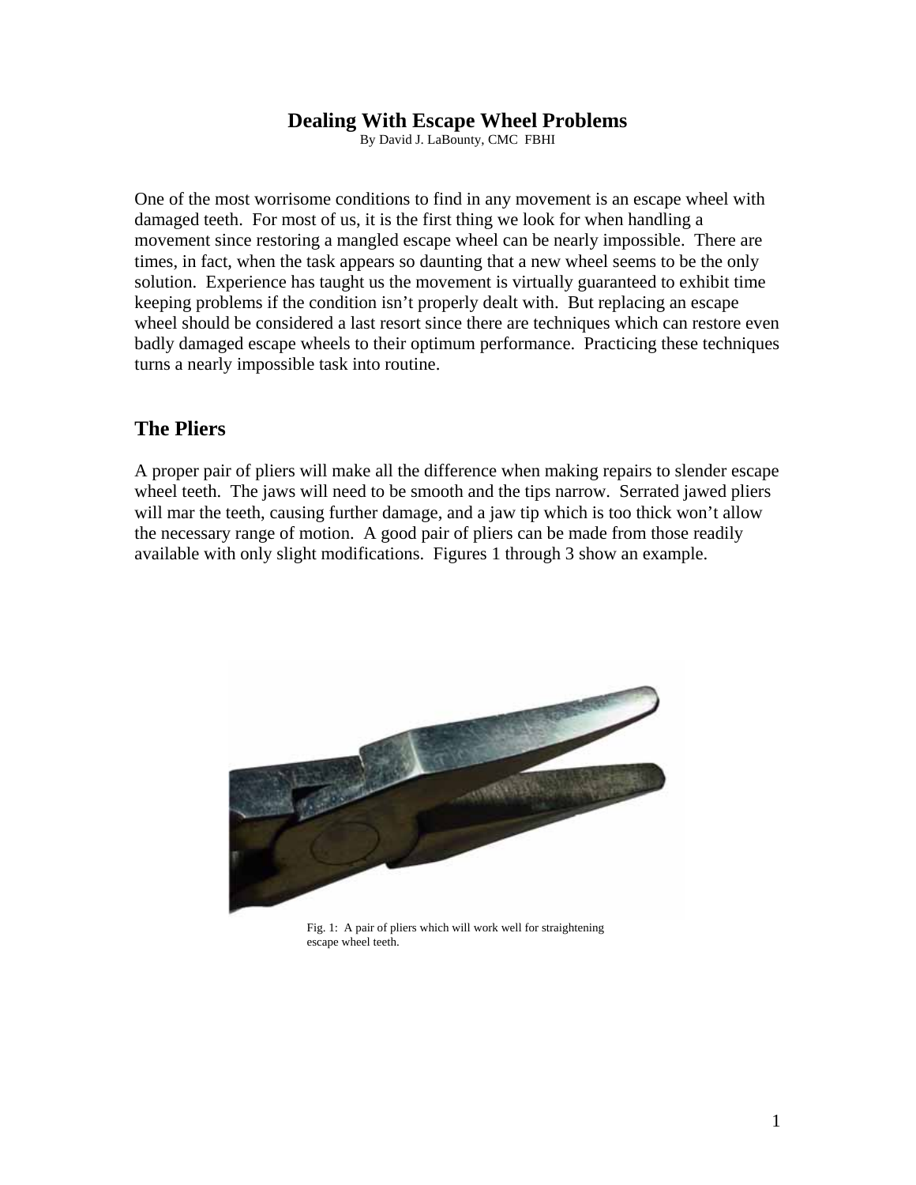# Dealing With Escape Wheel Problems

By David J. LaBounty, CMC FBHI

One of the most worrisome conditions to find in any movement is an escape wheel with damaged teeth. For most of us, it is the first thing we look for when handling a movement since restoring a mangled escape wheel can be nearly impossible. There are times, in fact, when the task appears so daunting that a new wheel seems to be the only solution. Experience has taught us the movement is virtually guaranteed to exhibit time keeping problems if the condition isn't properly dealt with. But replacing an escape wheel should be considered a last resort since there are techniques which can restore even badly damaged escape wheels to their optimum performance. Practicing these techniques turns a nearly impossible task into routine.

## The Pliers

A proper pair of pliers will make all the difference when making repairs to slender escape wheel teeth. The jaws will need to be smooth and the tips narrow. Serrated jawed pliers will mar the teeth, causing further damage, and a jaw tip which is too thick won't allow the necessary range of motion. A good pair of pliers can be made from those readily available with only slight modifications. Figures 1 through 3 show an example.

Fig. 1: A pair of pliers which will work well for straightening escape wheel teeth.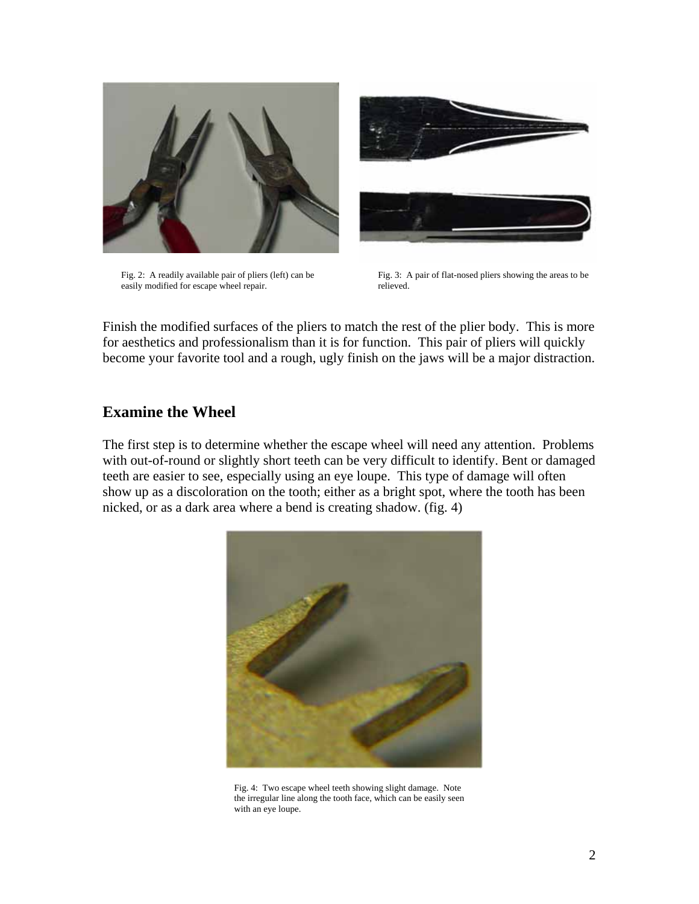Fig. 2: A readily available pair of pliers (left) can be easily modified for escape wheel repair.

Fig. 3: A pair of flat-nosed pliers showing the areas to be relieved.

Finish the modified surfaces of the pliers to match the rest of the plier body. This is more for aesthetics and professionalism than it is for function. This pair of pliers will quickly become your favorite tool and a rough, ugly finish on the jaws will be a major distraction.

## Examine the Wheel

The first step is to determine whether the escape wheel will need any attention. Problems with out-of-round or slightly short teeth can be very difficult to identify. Bent or damaged teeth are easier to see, especially using an eye loupe. This type of damage will often show up as a discoloration on the tooth; either as a bright spot, where the tooth has been nicked, or as a dark area where a bend is creating shadow. (fig. 4)

Fig. 4: Two escape wheel teeth showing slight damage. Note the irregular line along the tooth face, which can be easily seen with an eye loupe.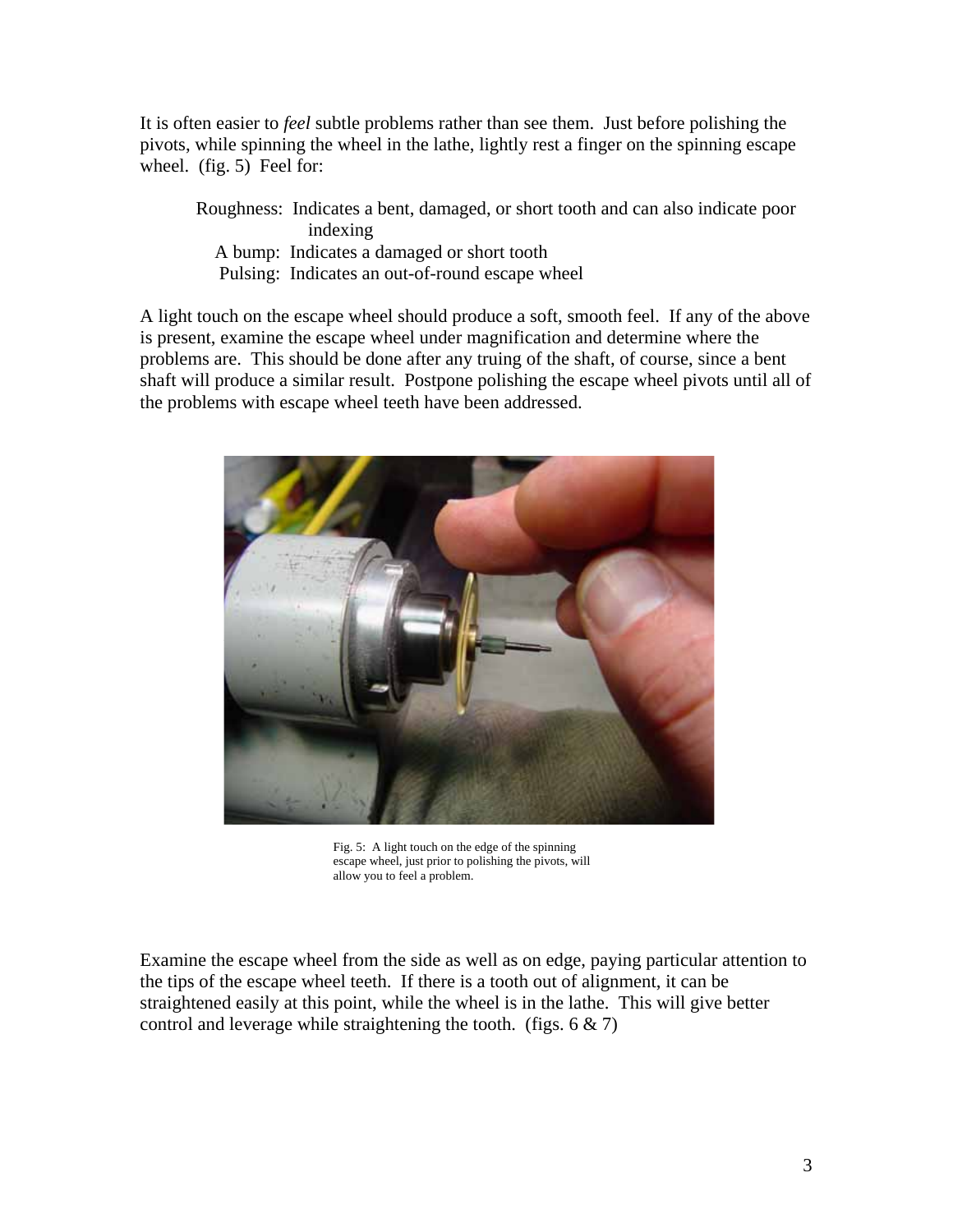It is often easier to *feel* subtle problems rather than see them. Just before polishing the pivots, while spinning the wheel in the lathe, lightly rest a finger on the spinning escape wheel. (fig. 5) Feel for:

- Roughness: Indicates a bent, damaged, or short tooth and can also indicate poor indexing
- A bump: Indicates a damaged or short tooth
- Pulsing: Indicates an out-of-round escape wheel

A light touch on the escape wheel should produce a soft, smooth feel. If any of the above is present, examine the escape wheel under magnification and determine where the problems are. This should be done after any truing of the shaft, of course, since a bent shaft will produce a similar result. Postpone polishing the escape wheel pivots until all of the problems with escape wheel teeth have been addressed.

Fig. 5: A light touch on the edge of the spinning escape wheel, just prior to polishing the pivots, will allow you to feel a problem.

Examine the escape wheel from the side as well as on edge, paying particular attention to the tips of the escape wheel teeth. If there is a tooth out of alignment, it can be straightened easily at this point, while the wheel is in the lathe. This will give better control and leverage while straightening the tooth. (figs. 6 & 7)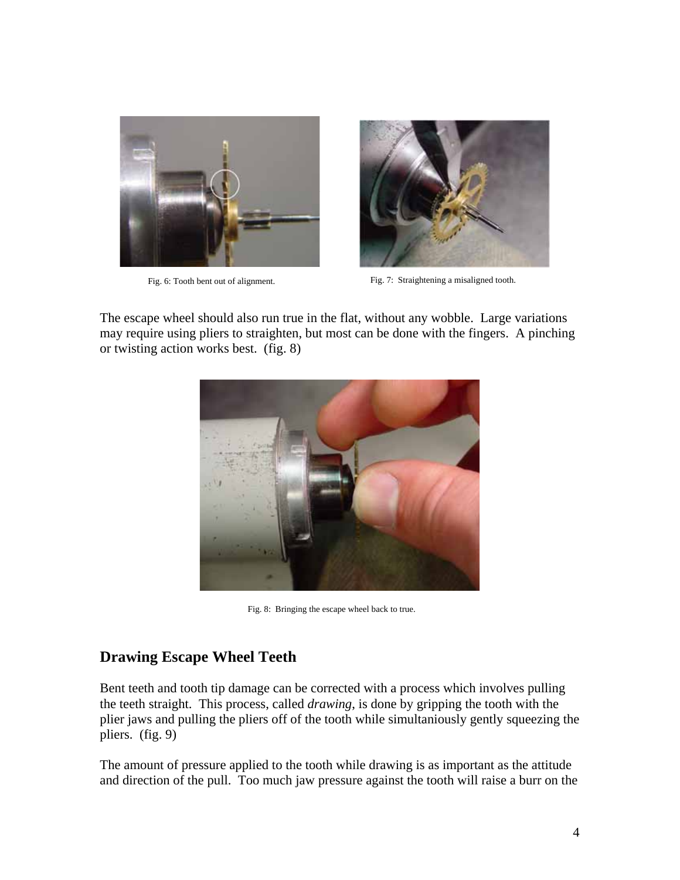Fig. 6: Tooth bent out of alignment.

Fig. 7: Straightening a misaligned tooth.

The escape wheel should also run true in the flat, without any wobble. Large variations may require using pliers to straighten, but most can be done with the fingers. A pinching or twisting action works best. (fig. 8)

Fig. 8: Bringing the escape wheel back to true.

## Drawing Escape Wheel Teeth

Bent teeth and tooth tip damage can be corrected with a process which involves pulling the teeth straight. This process, called *drawing*, is done by gripping the tooth with the plier jaws and pulling the pliers off of the tooth while simultaniously gently squeezing the pliers. (fig. 9)

The amount of pressure applied to the tooth while drawing is as important as the attitude and direction of the pull. Too much jaw pressure against the tooth will raise a burr on the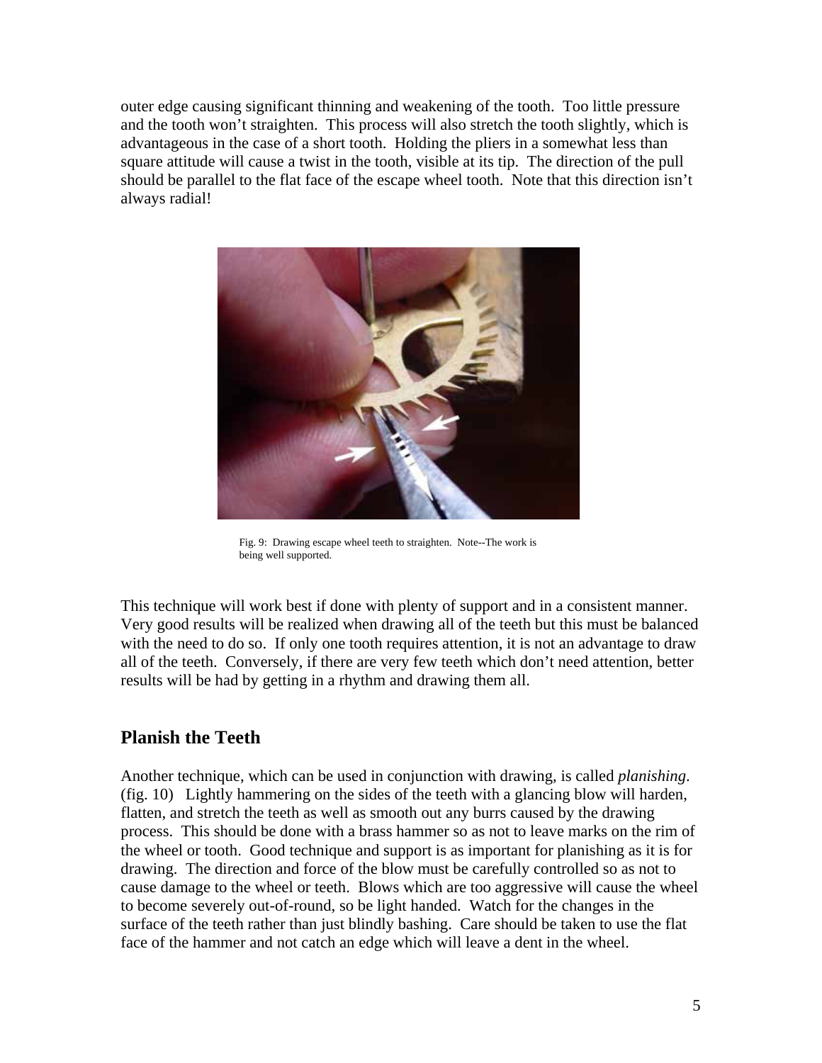outer edge causing significant thinning and weakening of the tooth. Too little pressure and the tooth won't straighten. This process will also stretch the tooth slightly, which is advantageous in the case of a short tooth. Holding the pliers in a somewhat less than square attitude will cause a twist in the tooth, visible at its tip. The direction of the pull should be parallel to the flat face of the escape wheel tooth. Note that this direction isn't always radial!

Fig. 9: Drawing escape wheel teeth to straighten. Note--The work is being well supported.

This technique will work best if done with plenty of support and in a consistent manner. Very good results will be realized when drawing all of the teeth but this must be balanced with the need to do so. If only one tooth requires attention, it is not an advantage to draw all of the teeth. Conversely, if there are very few teeth which don't need attention, better results will be had by getting in a rhythm and drawing them all.

## Planish the Teeth

Another technique, which can be used in conjunction with drawing, is called *planishing*. (fig. 10) Lightly hammering on the sides of the teeth with a glancing blow will harden, flatten, and stretch the teeth as well as smooth out any burrs caused by the drawing process. This should be done with a brass hammer so as not to leave marks on the rim of the wheel or tooth. Good technique and support is as important for planishing as it is for drawing. The direction and force of the blow must be carefully controlled so as not to cause damage to the wheel or teeth. Blows which are too aggressive will cause the wheel to become severely out-of-round, so be light handed. Watch for the changes in the surface of the teeth rather than just blindly bashing. Care should be taken to use the flat face of the hammer and not catch an edge which will leave a dent in the wheel.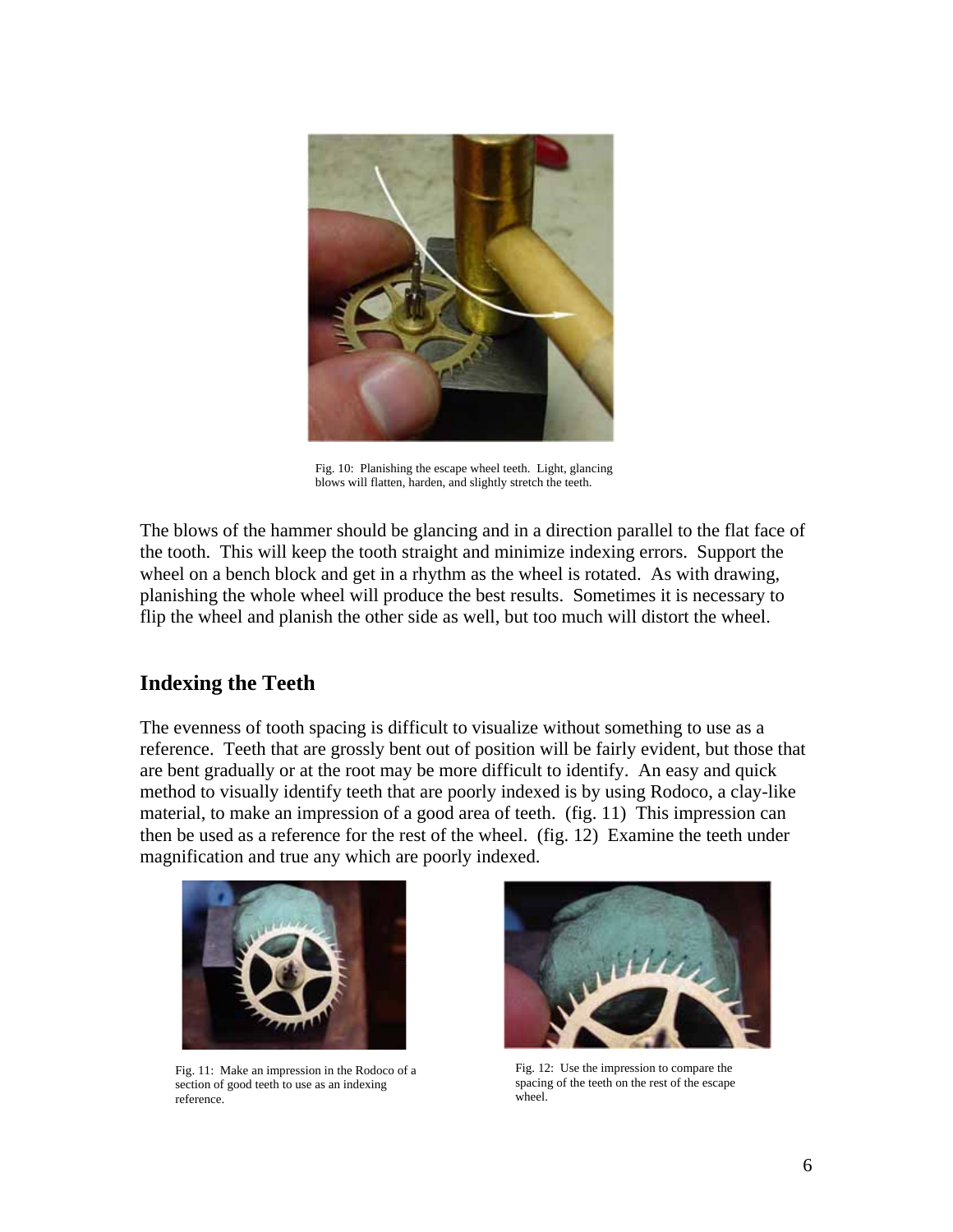Fig. 10: Planishing the escape wheel teeth. Light, glancing blows will flatten, harden, and slightly stretch the teeth.

The blows of the hammer should be glancing and in a direction parallel to the flat face of the tooth. This will keep the tooth straight and minimize indexing errors. Support the wheel on a bench block and get in a rhythm as the wheel is rotated. As with drawing, planishing the whole wheel will produce the best results. Sometimes it is necessary to flip the wheel and planish the other side as well, but too much will distort the wheel.

## Indexing the Teeth

The evenness of tooth spacing is difficult to visualize without something to use as a reference. Teeth that are grossly bent out of position will be fairly evident, but those that are bent gradually or at the root may be more difficult to identify. An easy and quick method to visually identify teeth that are poorly indexed is by using Rodoco, a clay-like material, to make an impression of a good area of teeth. (fig. 11) This impression can then be used as a reference for the rest of the wheel. (fig. 12) Examine the teeth under magnification and true any which are poorly indexed.

Fig. 11: Make an impression in the Rodoco of a section of good teeth to use as an indexing reference.

Fig. 12: Use the impression to compare the spacing of the teeth on the rest of the escape wheel.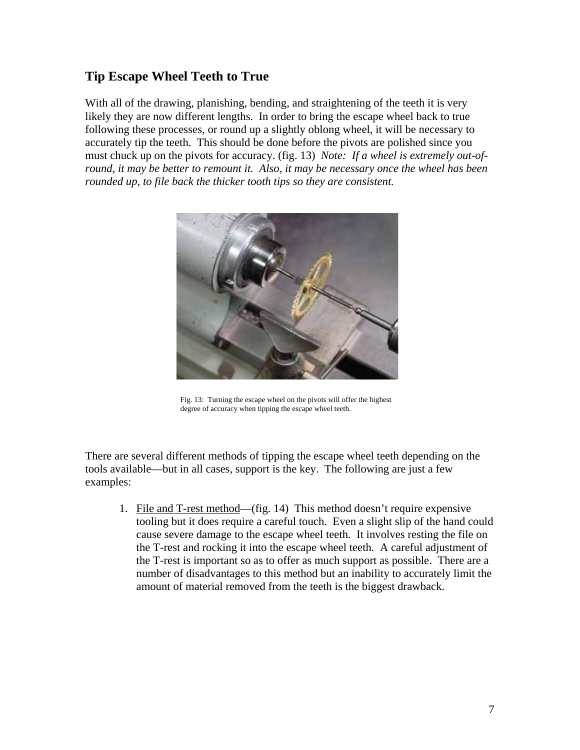## Tip Escape Wheel Teeth to True

With all of the drawing, planishing, bending, and straightening of the teeth it is very likely they are now different lengths. In order to bring the escape wheel back to true following these processes, or round up a slightly oblong wheel, it will be necessary to accurately tip the teeth. This should be done before the pivots are polished since you must chuck up on the pivots for accuracy. (fig. 13) *Note: If a wheel is extremely out-of-round, it may be better to remount it. Also, it may be necessary once the wheel has been rounded up, to file back the thicker tooth tips so they are consistent.*

Fig. 13: Turning the escape wheel on the pivots will offer the highest degree of accuracy when tipping the escape wheel teeth.

There are several different methods of tipping the escape wheel teeth depending on the tools available—but in all cases, support is the key. The following are just a few examples:

1. File and T-rest method—(fig. 14) This method doesn't require expensive tooling but it does require a careful touch. Even a slight slip of the hand could cause severe damage to the escape wheel teeth. It involves resting the file on the T-rest and rocking it into the escape wheel teeth. A careful adjustment of the T-rest is important so as to offer as much support as possible. There are a number of disadvantages to this method but an inability to accurately limit the amount of material removed from the teeth is the biggest drawback.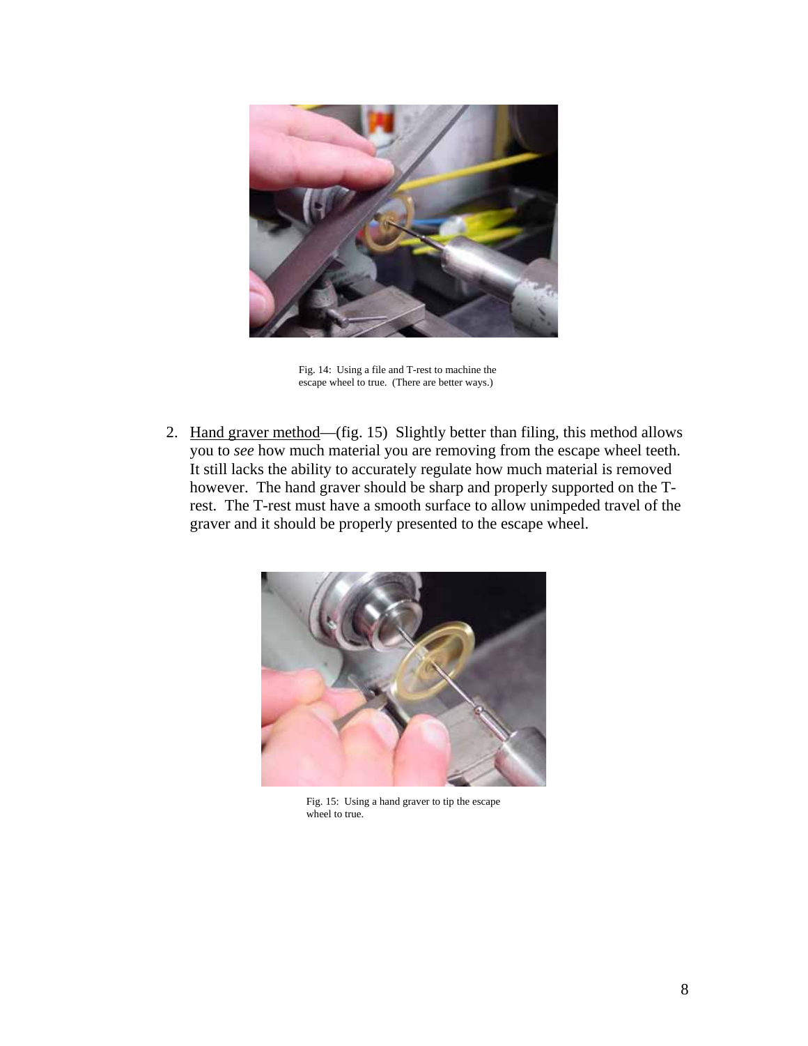Fig. 14: Using a file and T-rest to machine the escape wheel to true. (There are better ways.)

2. Hand graver method—(fig. 15) Slightly better than filing, this method allows you to *see* how much material you are removing from the escape wheel teeth. It still lacks the ability to accurately regulate how much material is removed however. The hand graver should be sharp and properly supported on the T-rest. The T-rest must have a smooth surface to allow unimpeded travel of the graver and it should be properly presented to the escape wheel.

Fig. 15: Using a hand graver to tip the escape wheel to true.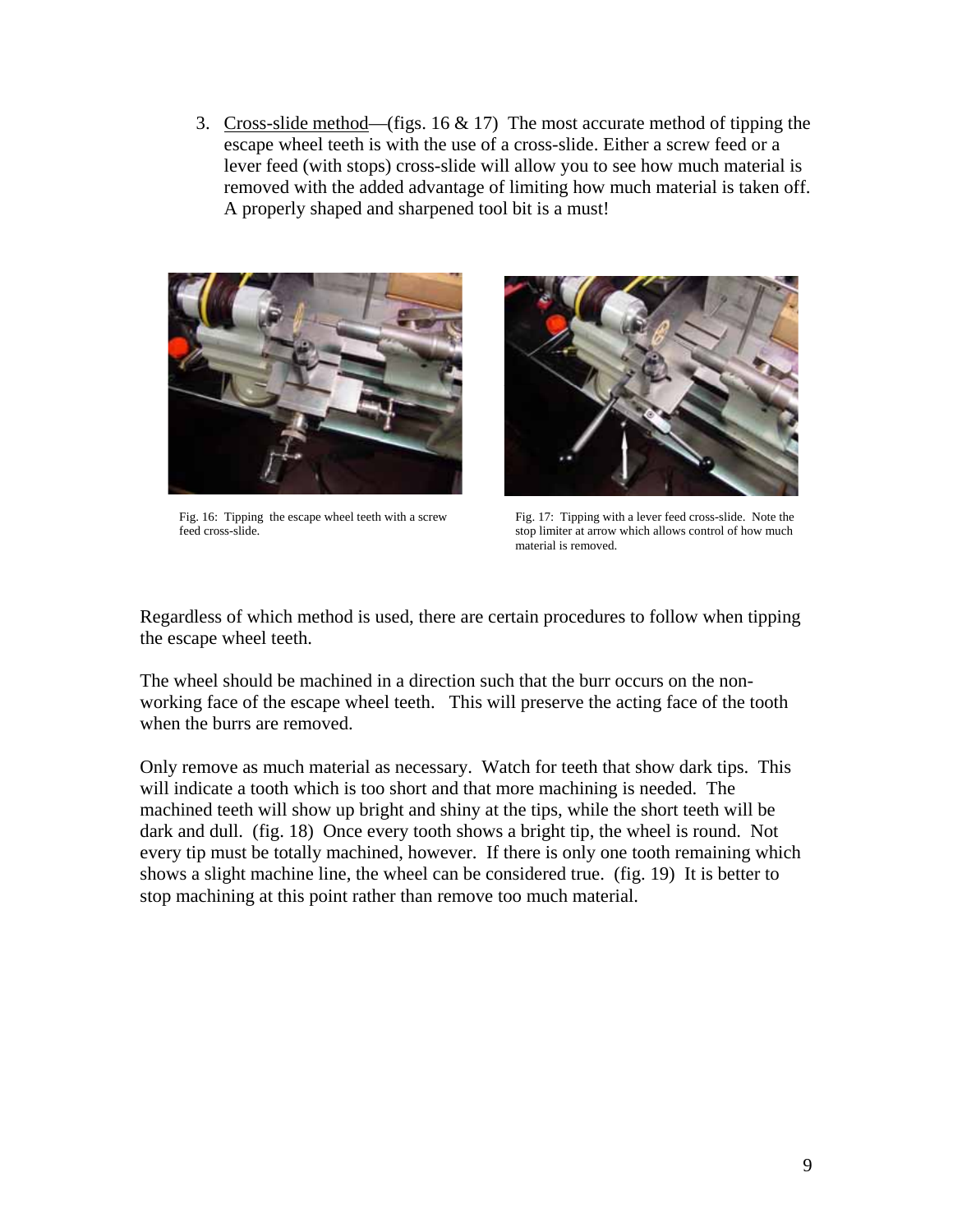3. <u>Cross-slide method</u>—(figs. 16 & 17) The most accurate method of tipping the escape wheel teeth is with the use of a cross-slide. Either a screw feed or a lever feed (with stops) cross-slide will allow you to see how much material is removed with the added advantage of limiting how much material is taken off. A properly shaped and sharpened tool bit is a must!

Fig. 16: Tipping the escape wheel teeth with a screw feed cross-slide.

Fig. 17: Tipping with a lever feed cross-slide. Note the stop limiter at arrow which allows control of how much material is removed.

Regardless of which method is used, there are certain procedures to follow when tipping the escape wheel teeth.

The wheel should be machined in a direction such that the burr occurs on the non-working face of the escape wheel teeth. This will preserve the acting face of the tooth when the burrs are removed.

Only remove as much material as necessary. Watch for teeth that show dark tips. This will indicate a tooth which is too short and that more machining is needed. The machined teeth will show up bright and shiny at the tips, while the short teeth will be dark and dull. (fig. 18) Once every tooth shows a bright tip, the wheel is round. Not every tip must be totally machined, however. If there is only one tooth remaining which shows a slight machine line, the wheel can be considered true. (fig. 19) It is better to stop machining at this point rather than remove too much material.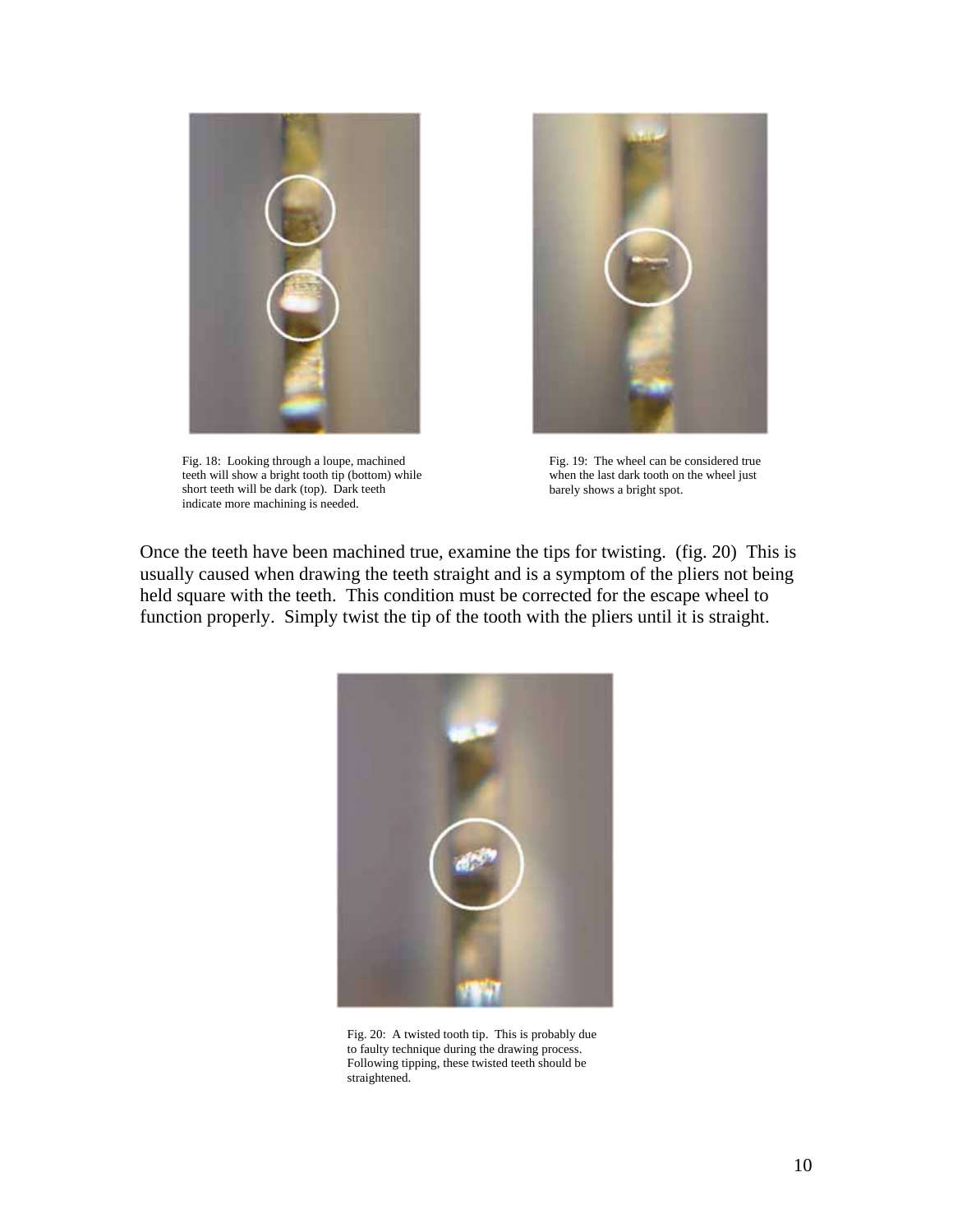Fig. 18: Looking through a loupe, machined teeth will show a bright tooth tip (bottom) while short teeth will be dark (top). Dark teeth indicate more machining is needed.

Fig. 19: The wheel can be considered true when the last dark tooth on the wheel just barely shows a bright spot.

Once the teeth have been machined true, examine the tips for twisting. (fig. 20) This is usually caused when drawing the teeth straight and is a symptom of the pliers not being held square with the teeth. This condition must be corrected for the escape wheel to function properly. Simply twist the tip of the tooth with the pliers until it is straight.

Fig. 20: A twisted tooth tip. This is probably due to faulty technique during the drawing process. Following tipping, these twisted teeth should be straightened.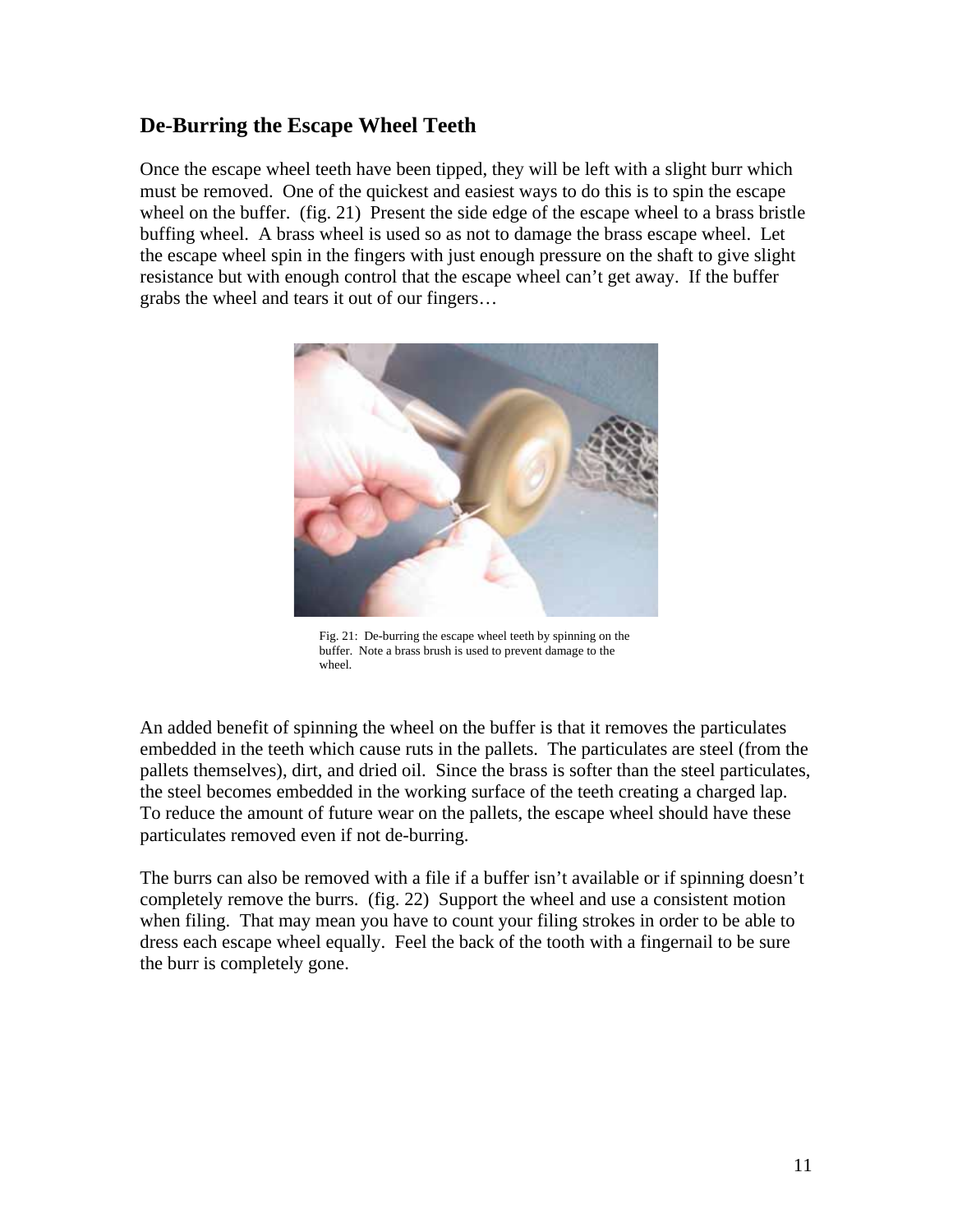## De-Burring the Escape Wheel Teeth

Once the escape wheel teeth have been tipped, they will be left with a slight burr which must be removed. One of the quickest and easiest ways to do this is to spin the escape wheel on the buffer. (fig. 21) Present the side edge of the escape wheel to a brass bristle buffing wheel. A brass wheel is used so as not to damage the brass escape wheel. Let the escape wheel spin in the fingers with just enough pressure on the shaft to give slight resistance but with enough control that the escape wheel can't get away. If the buffer grabs the wheel and tears it out of our fingers…

Fig. 21: De-burring the escape wheel teeth by spinning on the buffer. Note a brass brush is used to prevent damage to the wheel.

An added benefit of spinning the wheel on the buffer is that it removes the particulates embedded in the teeth which cause ruts in the pallets. The particulates are steel (from the pallets themselves), dirt, and dried oil. Since the brass is softer than the steel particulates, the steel becomes embedded in the working surface of the teeth creating a charged lap. To reduce the amount of future wear on the pallets, the escape wheel should have these particulates removed even if not de-burring.

The burrs can also be removed with a file if a buffer isn't available or if spinning doesn't completely remove the burrs. (fig. 22) Support the wheel and use a consistent motion when filing. That may mean you have to count your filing strokes in order to be able to dress each escape wheel equally. Feel the back of the tooth with a fingernail to be sure the burr is completely gone.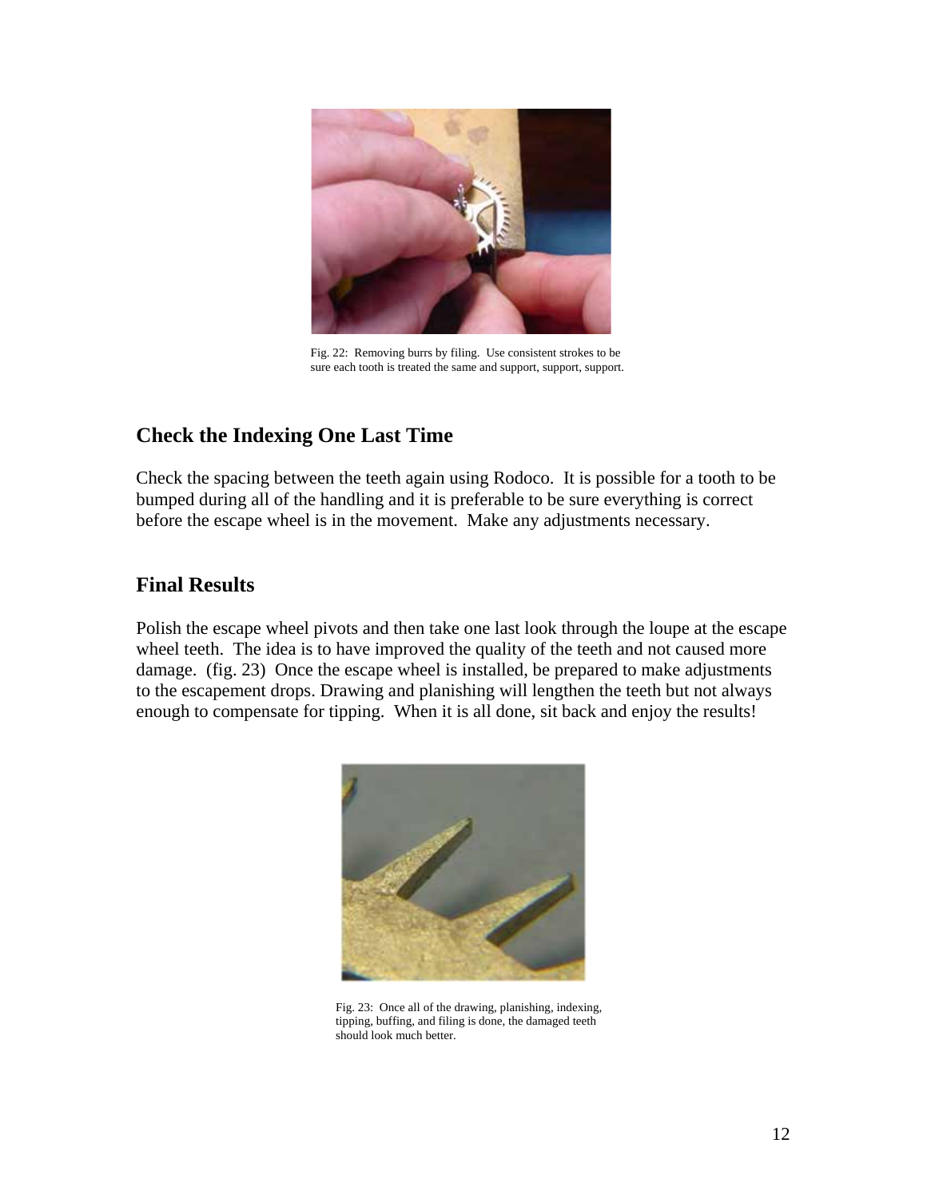Fig. 22: Removing burrs by filing. Use consistent strokes to be sure each tooth is treated the same and support, support, support.

## Check the Indexing One Last Time

Check the spacing between the teeth again using Rodoco. It is possible for a tooth to be bumped during all of the handling and it is preferable to be sure everything is correct before the escape wheel is in the movement. Make any adjustments necessary.

## Final Results

Polish the escape wheel pivots and then take one last look through the loupe at the escape wheel teeth. The idea is to have improved the quality of the teeth and not caused more damage. (fig. 23) Once the escape wheel is installed, be prepared to make adjustments to the escapement drops. Drawing and planishing will lengthen the teeth but not always enough to compensate for tipping. When it is all done, sit back and enjoy the results!

Fig. 23: Once all of the drawing, planishing, indexing, tipping, buffing, and filing is done, the damaged teeth should look much better.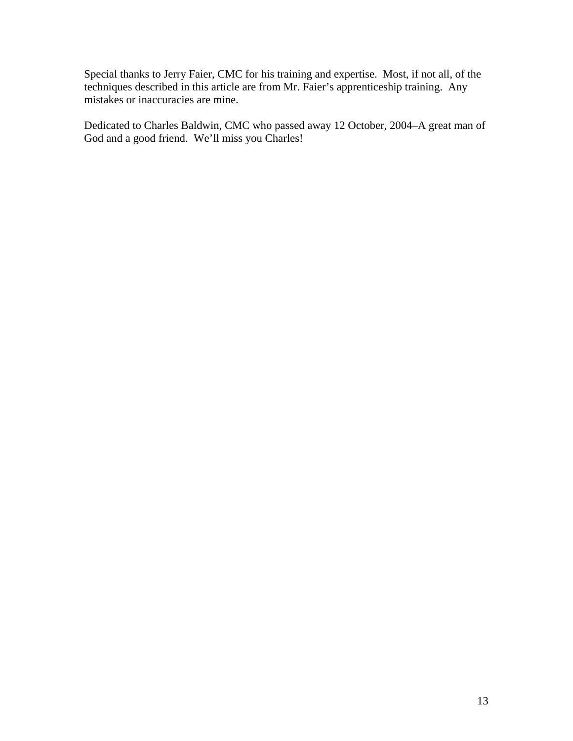Special thanks to Jerry Faier, CMC for his training and expertise. Most, if not all, of the techniques described in this article are from Mr. Faier's apprenticeship training. Any mistakes or inaccuracies are mine.

Dedicated to Charles Baldwin, CMC who passed away 12 October, 2004–A great man of God and a good friend. We'll miss you Charles!